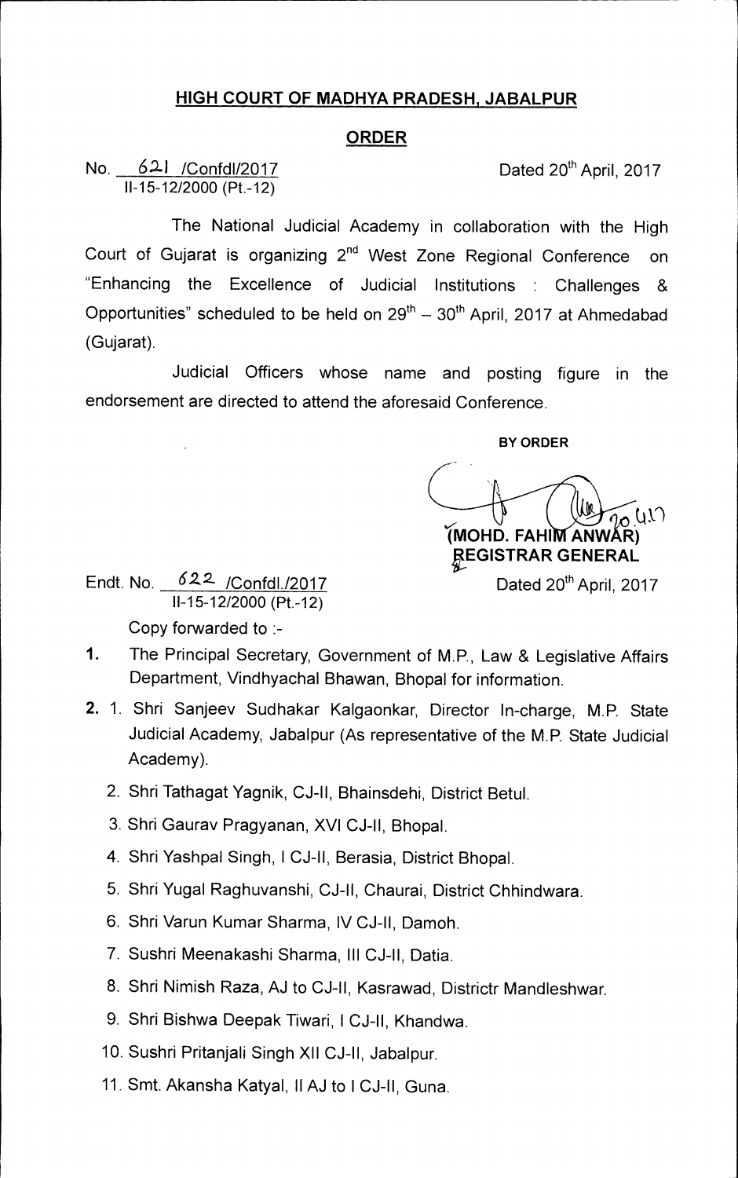# HIGH COURT OF MADHYA PRADESH, JABALPUR

## ORDER

No. 621 /Confdl/2017
II-15-12/2000 (Pt.-12)

Dated 20th April, 2017

The National Judicial Academy in collaboration with the High Court of Gujarat is organizing 2nd West Zone Regional Conference on "Enhancing the Excellence of Judicial Institutions : Challenges & Opportunities" scheduled to be held on 29th – 30th April, 2017 at Ahmedabad (Gujarat).

Judicial Officers whose name and posting figure in the endorsement are directed to attend the aforesaid Conference.

BY ORDER

(MOHD. FAHIM ANWAR)
REGISTRAR GENERAL

Endt. No. 622 /Confdl./2017
II-15-12/2000 (Pt.-12)

Dated 20th April, 2017

Copy forwarded to :-

1. The Principal Secretary, Government of M.P., Law & Legislative Affairs Department, Vindhyachal Bhawan, Bhopal for information.
2. 1. Shri Sanjeev Sudhakar Kalgaonkar, Director In-charge, M.P. State Judicial Academy, Jabalpur (As representative of the M.P. State Judicial Academy).
   2. Shri Tathagat Yagnik, CJ-II, Bhainsdehi, District Betul.
   3. Shri Gaurav Pragyanan, XVI CJ-II, Bhopal.
   4. Shri Yashpal Singh, I CJ-II, Berasia, District Bhopal.
   5. Shri Yugal Raghuvanshi, CJ-II, Chaurai, District Chhindwara.
   6. Shri Varun Kumar Sharma, IV CJ-II, Damoh.
   7. Sushri Meenakashi Sharma, III CJ-II, Datia.
   8. Shri Nimish Raza, AJ to CJ-II, Kasrawad, Districtr Mandleshwar.
   9. Shri Bishwa Deepak Tiwari, I CJ-II, Khandwa.
   10. Sushri Pritanjali Singh XII CJ-II, Jabalpur.
   11. Smt. Akansha Katyal, II AJ to I CJ-II, Guna.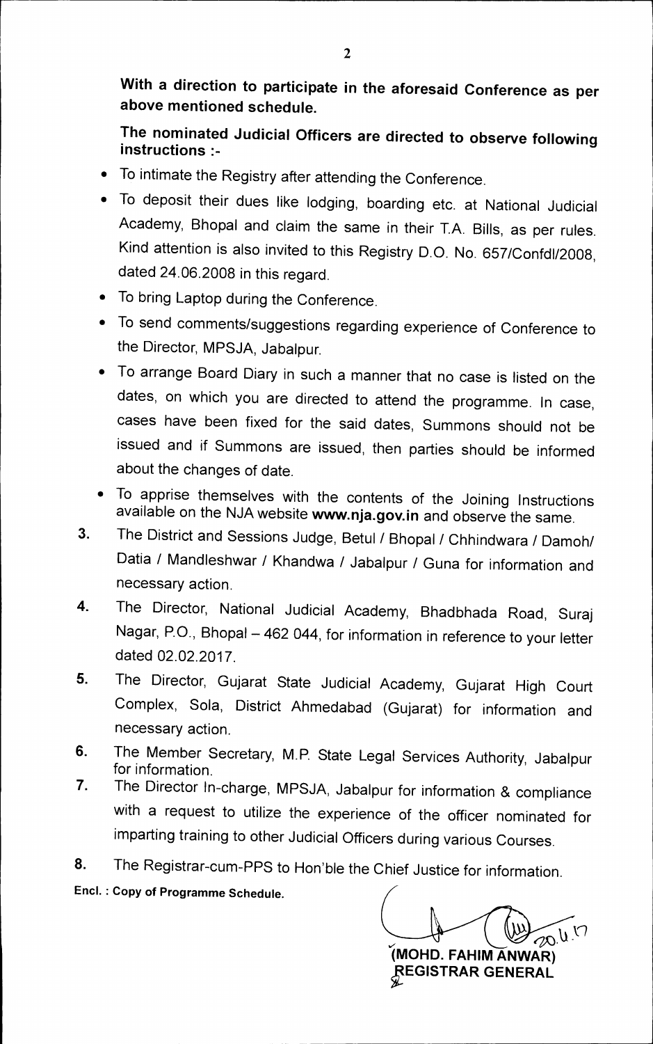**With a direction to participate in the aforesaid Conference as per above mentioned schedule.**

**The nominated Judicial Officers are directed to observe following instructions :-**

- To intimate the Registry after attending the Conference.
- To deposit their dues like lodging, boarding etc. at National Judicial Academy, Bhopal and claim the same in their T.A. Bills, as per rules. Kind attention is also invited to this Registry D.O. No. 657/Confdl/2008, dated 24.06.2008 in this regard.
- To bring Laptop during the Conference.
- To send comments/suggestions regarding experience of Conference to the Director, MPSJA, Jabalpur.
- To arrange Board Diary in such a manner that no case is listed on the dates, on which you are directed to attend the programme. In case, cases have been fixed for the said dates, Summons should not be issued and if Summons are issued, then parties should be informed about the changes of date.
- To apprise themselves with the contents of the Joining Instructions available on the NJA website **www.nja.gov.in** and observe the same.

3. The District and Sessions Judge, Betul / Bhopal / Chhindwara / Damoh/ Datia / Mandleshwar / Khandwa / Jabalpur / Guna for information and necessary action.
4. The Director, National Judicial Academy, Bhadbhada Road, Suraj Nagar, P.O., Bhopal – 462 044, for information in reference to your letter dated 02.02.2017.
5. The Director, Gujarat State Judicial Academy, Gujarat High Court Complex, Sola, District Ahmedabad (Gujarat) for information and necessary action.
6. The Member Secretary, M.P. State Legal Services Authority, Jabalpur for information.
7. The Director In-charge, MPSJA, Jabalpur for information & compliance with a request to utilize the experience of the officer nominated for imparting training to other Judicial Officers during various Courses.
8. The Registrar-cum-PPS to Hon'ble the Chief Justice for information.

**Encl. : Copy of Programme Schedule.**

20.6.17

**(MOHD. FAHIM ANWAR)**
**REGISTRAR GENERAL**